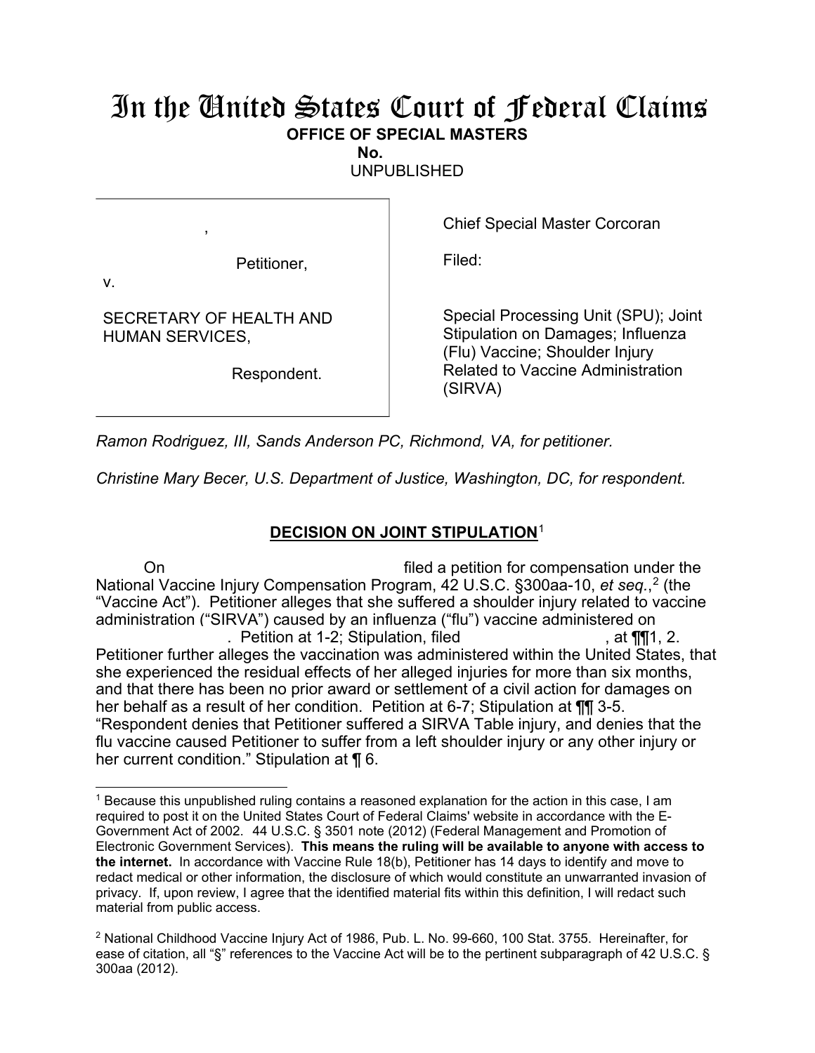# In the United States Court of Federal Claims

**OFFICE OF SPECIAL MASTERS**

**No.**

UNPUBLISHED

,

Petitioner,

v.

SECRETARY OF HEALTH AND HUMAN SERVICES,

Respondent.

Chief Special Master Corcoran

Filed:

Special Processing Unit (SPU); Joint Stipulation on Damages; Influenza (Flu) Vaccine; Shoulder Injury Related to Vaccine Administration (SIRVA)

*Ramon Rodriguez, III, Sands Anderson PC, Richmond, VA, for petitioner.*

*Christine Mary Becer, U.S. Department of Justice, Washington, DC, for respondent.*

## DECISION ON JOINT STIPULATION[1]

On filed a petition for compensation under the National Vaccine Injury Compensation Program, 42 U.S.C. §300aa-10, *et seq.*,[2] (the "Vaccine Act"). Petitioner alleges that she suffered a shoulder injury related to vaccine administration ("SIRVA") caused by an influenza ("flu") vaccine administered on . Petition at 1-2; Stipulation, filed , at ¶¶1, 2. Petitioner further alleges the vaccination was administered within the United States, that she experienced the residual effects of her alleged injuries for more than six months, and that there has been no prior award or settlement of a civil action for damages on her behalf as a result of her condition. Petition at 6-7; Stipulation at ¶¶ 3-5. "Respondent denies that Petitioner suffered a SIRVA Table injury, and denies that the flu vaccine caused Petitioner to suffer from a left shoulder injury or any other injury or her current condition." Stipulation at ¶ 6.

[1] Because this unpublished ruling contains a reasoned explanation for the action in this case, I am required to post it on the United States Court of Federal Claims' website in accordance with the E-Government Act of 2002. 44 U.S.C. § 3501 note (2012) (Federal Management and Promotion of Electronic Government Services). **This means the ruling will be available to anyone with access to the internet.** In accordance with Vaccine Rule 18(b), Petitioner has 14 days to identify and move to redact medical or other information, the disclosure of which would constitute an unwarranted invasion of privacy. If, upon review, I agree that the identified material fits within this definition, I will redact such material from public access.

[2] National Childhood Vaccine Injury Act of 1986, Pub. L. No. 99-660, 100 Stat. 3755. Hereinafter, for ease of citation, all "§" references to the Vaccine Act will be to the pertinent subparagraph of 42 U.S.C. § 300aa (2012).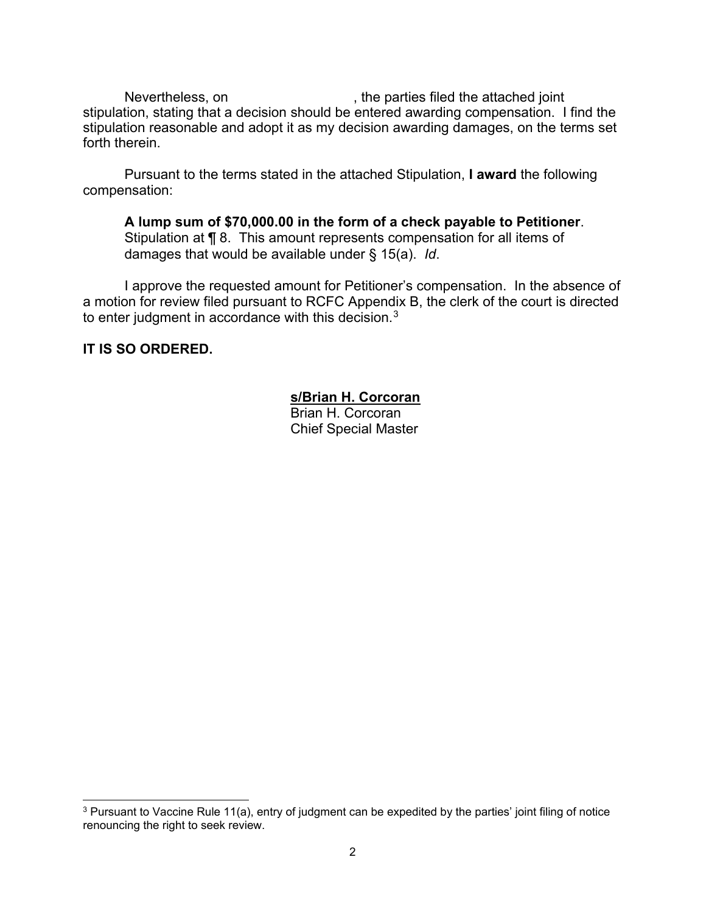Nevertheless, on , the parties filed the attached joint stipulation, stating that a decision should be entered awarding compensation. I find the stipulation reasonable and adopt it as my decision awarding damages, on the terms set forth therein.

Pursuant to the terms stated in the attached Stipulation, **I award** the following compensation:

> **A lump sum of $70,000.00 in the form of a check payable to Petitioner**. Stipulation at ¶ 8. This amount represents compensation for all items of damages that would be available under § 15(a). *Id*.

I approve the requested amount for Petitioner's compensation. In the absence of a motion for review filed pursuant to RCFC Appendix B, the clerk of the court is directed to enter judgment in accordance with this decision.[3]

**IT IS SO ORDERED.**

**s/Brian H. Corcoran**
Brian H. Corcoran
Chief Special Master

[3] Pursuant to Vaccine Rule 11(a), entry of judgment can be expedited by the parties' joint filing of notice renouncing the right to seek review.